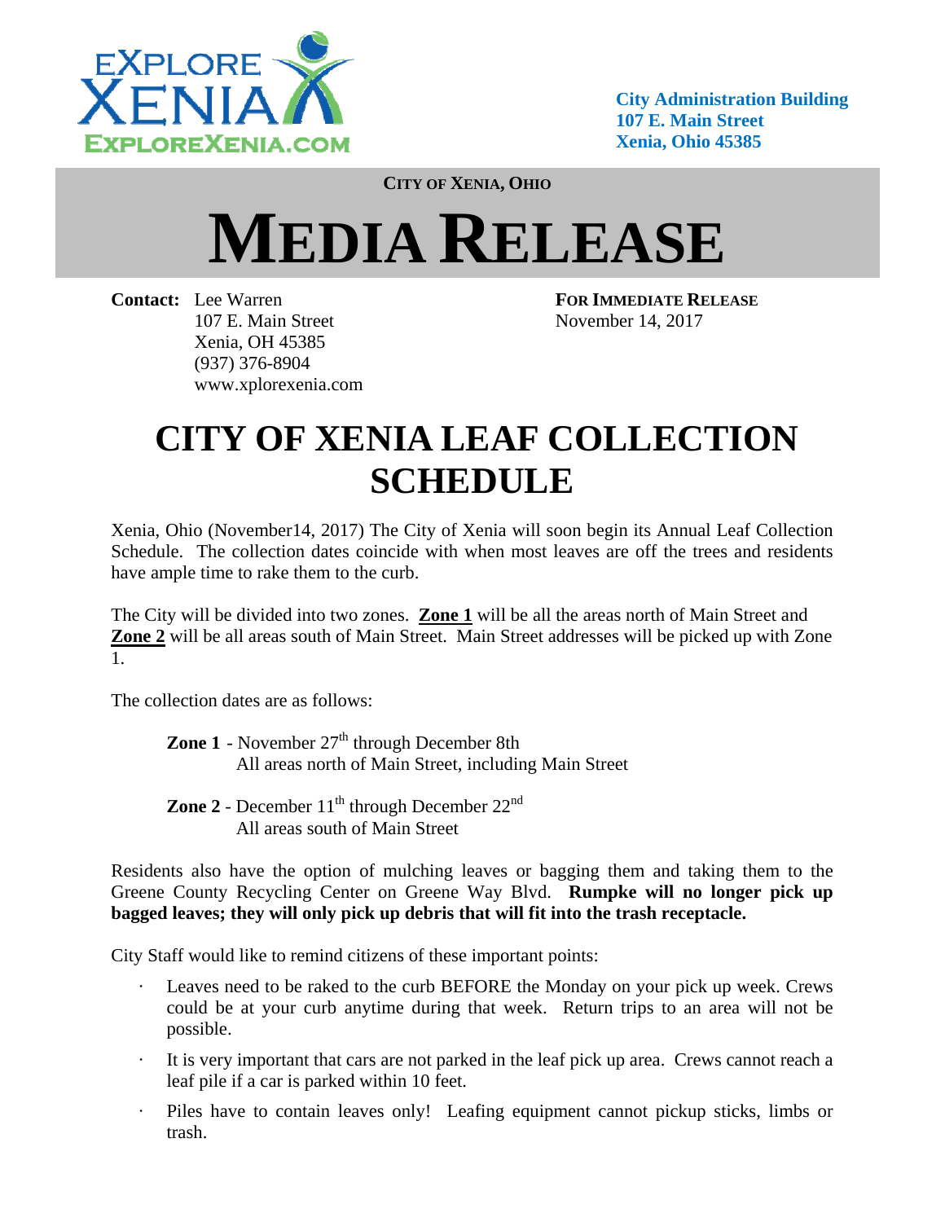City Administration Building
107 E. Main Street
Xenia, Ohio 45385

**CITY OF XENIA, OHIO**

# MEDIA RELEASE

**Contact:** Lee Warren
107 E. Main Street
Xenia, OH 45385
(937) 376-8904
www.xplorexenia.com

**FOR IMMEDIATE RELEASE**
November 14, 2017

# CITY OF XENIA LEAF COLLECTION SCHEDULE

Xenia, Ohio (November14, 2017) The City of Xenia will soon begin its Annual Leaf Collection Schedule. The collection dates coincide with when most leaves are off the trees and residents have ample time to rake them to the curb.

The City will be divided into two zones. **Zone 1** will be all the areas north of Main Street and **Zone 2** will be all areas south of Main Street. Main Street addresses will be picked up with Zone 1.

The collection dates are as follows:

**Zone 1** - November 27th through December 8th
All areas north of Main Street, including Main Street

**Zone 2** - December 11th through December 22nd
All areas south of Main Street

Residents also have the option of mulching leaves or bagging them and taking them to the Greene County Recycling Center on Greene Way Blvd. **Rumpke will no longer pick up bagged leaves; they will only pick up debris that will fit into the trash receptacle.**

City Staff would like to remind citizens of these important points:

- Leaves need to be raked to the curb BEFORE the Monday on your pick up week. Crews could be at your curb anytime during that week. Return trips to an area will not be possible.
- It is very important that cars are not parked in the leaf pick up area. Crews cannot reach a leaf pile if a car is parked within 10 feet.
- Piles have to contain leaves only! Leafing equipment cannot pickup sticks, limbs or trash.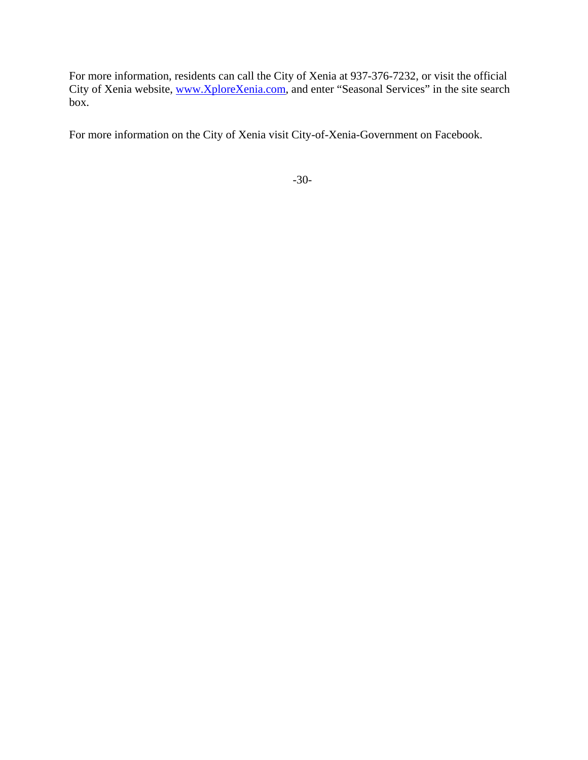For more information, residents can call the City of Xenia at 937-376-7232, or visit the official City of Xenia website, [www.XploreXenia.com](http://www.XploreXenia.com), and enter "Seasonal Services" in the site search box.

For more information on the City of Xenia visit City-of-Xenia-Government on Facebook.

-30-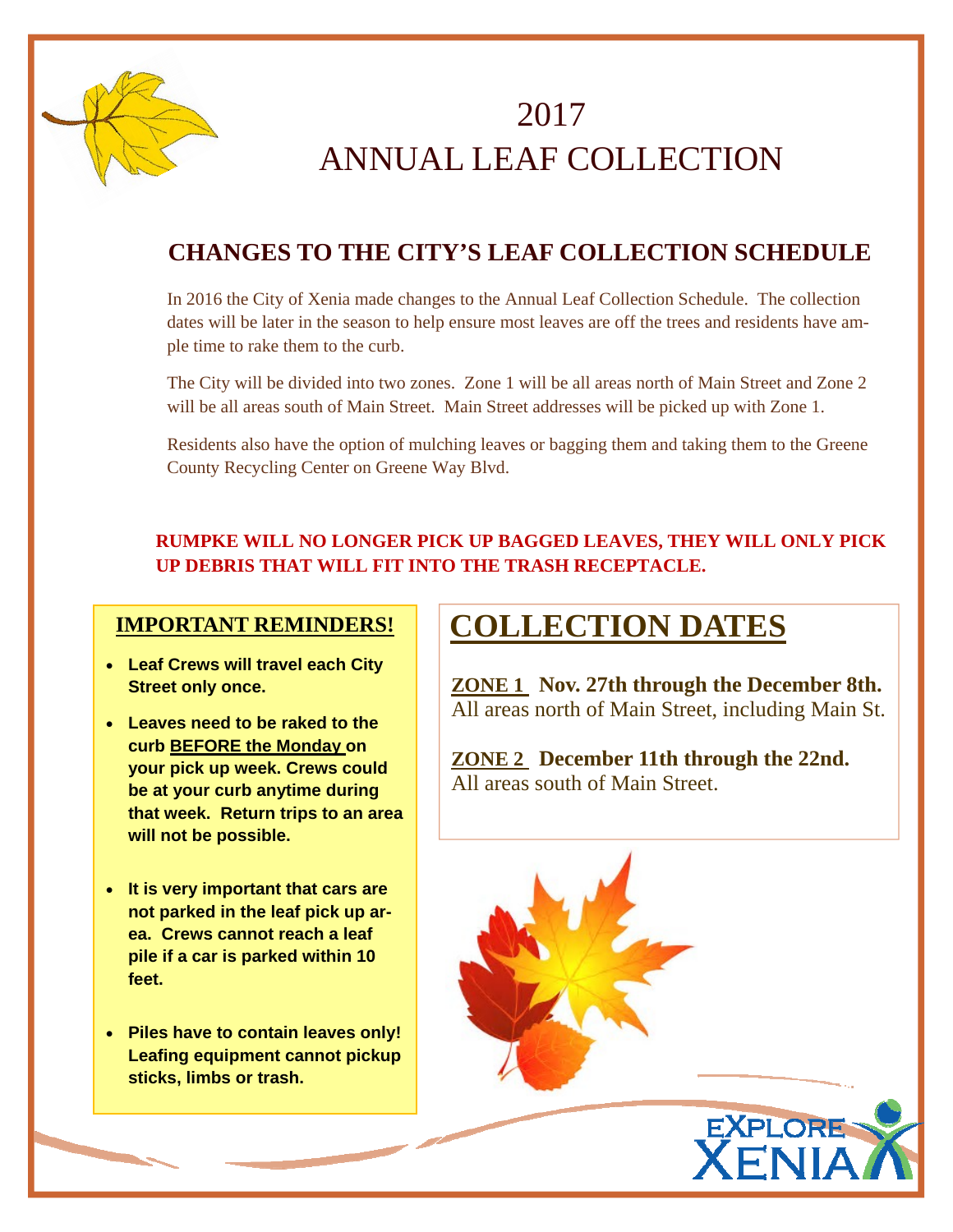# 2017
# ANNUAL LEAF COLLECTION

## CHANGES TO THE CITY'S LEAF COLLECTION SCHEDULE

In 2016 the City of Xenia made changes to the Annual Leaf Collection Schedule. The collection dates will be later in the season to help ensure most leaves are off the trees and residents have ample time to rake them to the curb.

The City will be divided into two zones. Zone 1 will be all areas north of Main Street and Zone 2 will be all areas south of Main Street. Main Street addresses will be picked up with Zone 1.

Residents also have the option of mulching leaves or bagging them and taking them to the Greene County Recycling Center on Greene Way Blvd.

**RUMPKE WILL NO LONGER PICK UP BAGGED LEAVES, THEY WILL ONLY PICK UP DEBRIS THAT WILL FIT INTO THE TRASH RECEPTACLE.**

### IMPORTANT REMINDERS!

- **Leaf Crews will travel each City Street only once.**
- **Leaves need to be raked to the curb BEFORE the Monday on your pick up week. Crews could be at your curb anytime during that week. Return trips to an area will not be possible.**
- **It is very important that cars are not parked in the leaf pick up area. Crews cannot reach a leaf pile if a car is parked within 10 feet.**
- **Piles have to contain leaves only! Leafing equipment cannot pickup sticks, limbs or trash.**

## COLLECTION DATES

**ZONE 1 Nov. 27th through the December 8th.**
All areas north of Main Street, including Main St.

**ZONE 2 December 11th through the 22nd.**
All areas south of Main Street.

EXPLORE XENIA